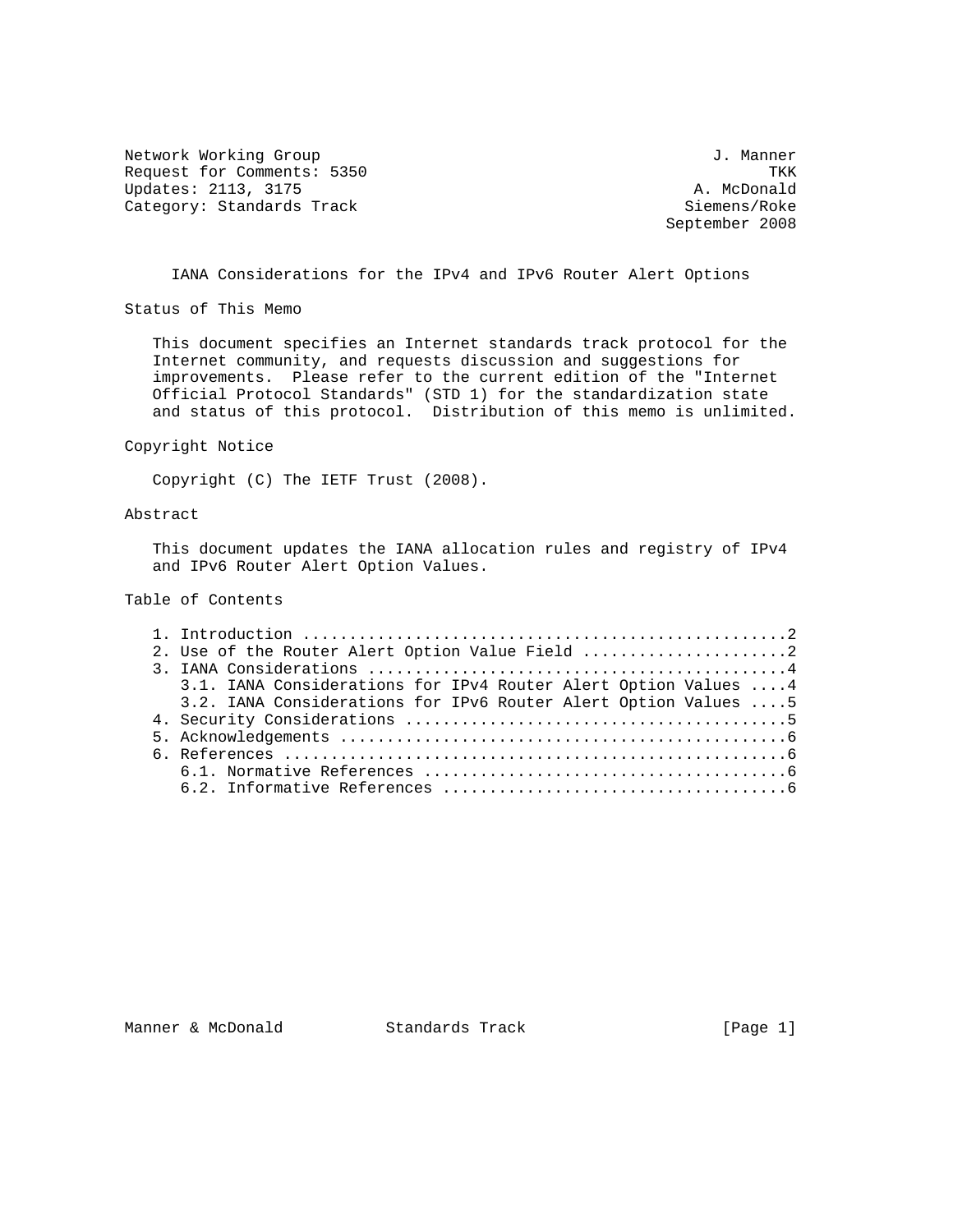Network Working Group J. Manner
Request for Comments: 5350 TKK
Updates: 2113, 3175 A. McDonald
Category: Standards Track Siemens/Roke
September 2008

# IANA Considerations for the IPv4 and IPv6 Router Alert Options

## Status of This Memo

This document specifies an Internet standards track protocol for the Internet community, and requests discussion and suggestions for improvements. Please refer to the current edition of the "Internet Official Protocol Standards" (STD 1) for the standardization state and status of this protocol. Distribution of this memo is unlimited.

## Copyright Notice

Copyright (C) The IETF Trust (2008).

## Abstract

This document updates the IANA allocation rules and registry of IPv4 and IPv6 Router Alert Option Values.

## Table of Contents

```
1. Introduction ....................................................2
2. Use of the Router Alert Option Value Field ......................2
3. IANA Considerations .............................................4
   3.1. IANA Considerations for IPv4 Router Alert Option Values ....4
   3.2. IANA Considerations for IPv6 Router Alert Option Values ....5
4. Security Considerations .........................................5
5. Acknowledgements ................................................6
6. References ......................................................6
   6.1. Normative References .......................................6
   6.2. Informative References .....................................6
```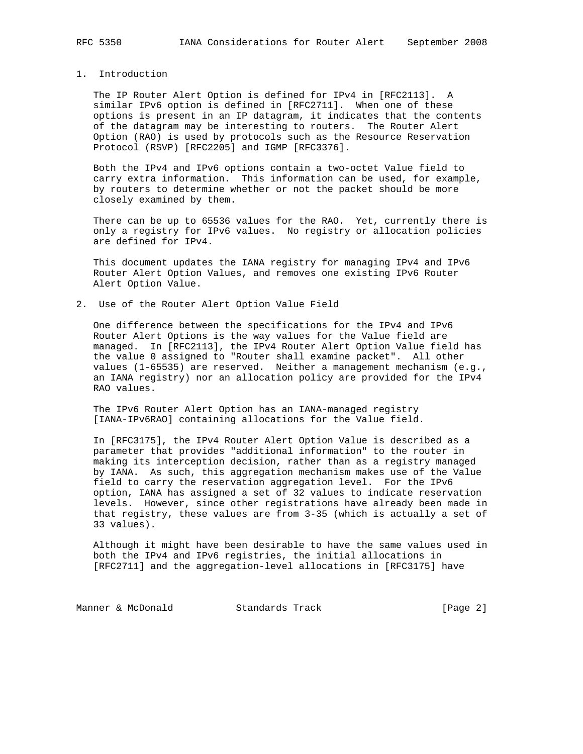## 1. Introduction

The IP Router Alert Option is defined for IPv4 in [RFC2113]. A similar IPv6 option is defined in [RFC2711]. When one of these options is present in an IP datagram, it indicates that the contents of the datagram may be interesting to routers. The Router Alert Option (RAO) is used by protocols such as the Resource Reservation Protocol (RSVP) [RFC2205] and IGMP [RFC3376].

Both the IPv4 and IPv6 options contain a two-octet Value field to carry extra information. This information can be used, for example, by routers to determine whether or not the packet should be more closely examined by them.

There can be up to 65536 values for the RAO. Yet, currently there is only a registry for IPv6 values. No registry or allocation policies are defined for IPv4.

This document updates the IANA registry for managing IPv4 and IPv6 Router Alert Option Values, and removes one existing IPv6 Router Alert Option Value.

## 2. Use of the Router Alert Option Value Field

One difference between the specifications for the IPv4 and IPv6 Router Alert Options is the way values for the Value field are managed. In [RFC2113], the IPv4 Router Alert Option Value field has the value 0 assigned to "Router shall examine packet". All other values (1-65535) are reserved. Neither a management mechanism (e.g., an IANA registry) nor an allocation policy are provided for the IPv4 RAO values.

The IPv6 Router Alert Option has an IANA-managed registry [IANA-IPv6RAO] containing allocations for the Value field.

In [RFC3175], the IPv4 Router Alert Option Value is described as a parameter that provides "additional information" to the router in making its interception decision, rather than as a registry managed by IANA. As such, this aggregation mechanism makes use of the Value field to carry the reservation aggregation level. For the IPv6 option, IANA has assigned a set of 32 values to indicate reservation levels. However, since other registrations have already been made in that registry, these values are from 3-35 (which is actually a set of 33 values).

Although it might have been desirable to have the same values used in both the IPv4 and IPv6 registries, the initial allocations in [RFC2711] and the aggregation-level allocations in [RFC3175] have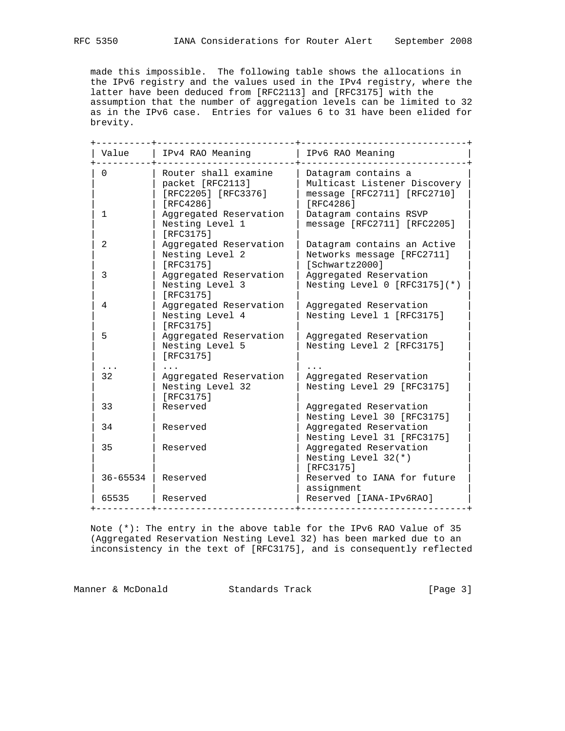made this impossible. The following table shows the allocations in the IPv6 registry and the values used in the IPv4 registry, where the latter have been deduced from [RFC2113] and [RFC3175] with the assumption that the number of aggregation levels can be limited to 32 as in the IPv6 case. Entries for values 6 to 31 have been elided for brevity.

| Value | IPv4 RAO Meaning | IPv6 RAO Meaning |
|---|---|---|
| 0 | Router shall examine packet [RFC2113] [RFC2205] [RFC3376] [RFC4286] | Datagram contains a Multicast Listener Discovery message [RFC2711] [RFC2710] [RFC4286] |
| 1 | Aggregated Reservation Nesting Level 1 [RFC3175] | Datagram contains RSVP message [RFC2711] [RFC2205] |
| 2 | Aggregated Reservation Nesting Level 2 [RFC3175] | Datagram contains an Active Networks message [RFC2711] [Schwartz2000] |
| 3 | Aggregated Reservation Nesting Level 3 [RFC3175] | Aggregated Reservation Nesting Level 0 [RFC3175](*) |
| 4 | Aggregated Reservation Nesting Level 4 [RFC3175] | Aggregated Reservation Nesting Level 1 [RFC3175] |
| 5 | Aggregated Reservation Nesting Level 5 [RFC3175] | Aggregated Reservation Nesting Level 2 [RFC3175] |
| ... | ... | ... |
| 32 | Aggregated Reservation Nesting Level 32 [RFC3175] | Aggregated Reservation Nesting Level 29 [RFC3175] |
| 33 | Reserved | Aggregated Reservation Nesting Level 30 [RFC3175] |
| 34 | Reserved | Aggregated Reservation Nesting Level 31 [RFC3175] |
| 35 | Reserved | Aggregated Reservation Nesting Level 32(*) [RFC3175] |
| 36-65534 | Reserved | Reserved to IANA for future assignment |
| 65535 | Reserved | Reserved [IANA-IPv6RAO] |

Note (*): The entry in the above table for the IPv6 RAO Value of 35 (Aggregated Reservation Nesting Level 32) has been marked due to an inconsistency in the text of [RFC3175], and is consequently reflected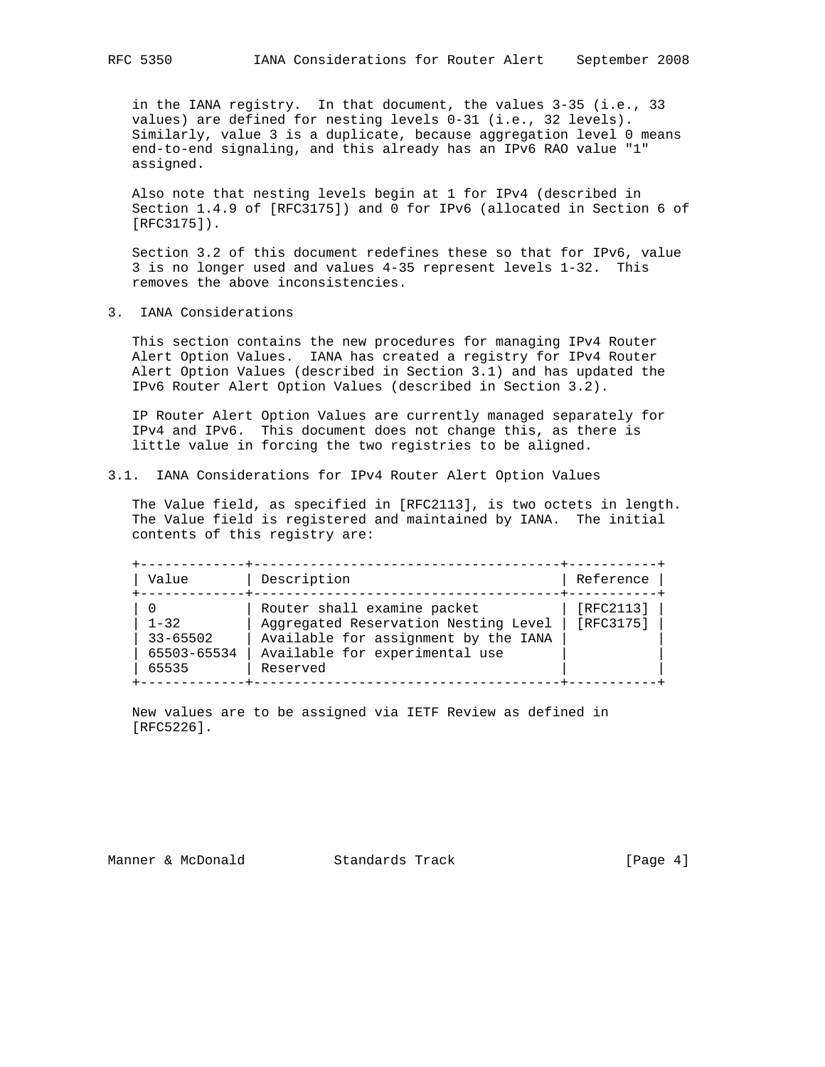in the IANA registry. In that document, the values 3-35 (i.e., 33 values) are defined for nesting levels 0-31 (i.e., 32 levels). Similarly, value 3 is a duplicate, because aggregation level 0 means end-to-end signaling, and this already has an IPv6 RAO value "1" assigned.

Also note that nesting levels begin at 1 for IPv4 (described in Section 1.4.9 of [RFC3175]) and 0 for IPv6 (allocated in Section 6 of [RFC3175]).

Section 3.2 of this document redefines these so that for IPv6, value 3 is no longer used and values 4-35 represent levels 1-32. This removes the above inconsistencies.

## 3. IANA Considerations

This section contains the new procedures for managing IPv4 Router Alert Option Values. IANA has created a registry for IPv4 Router Alert Option Values (described in Section 3.1) and has updated the IPv6 Router Alert Option Values (described in Section 3.2).

IP Router Alert Option Values are currently managed separately for IPv4 and IPv6. This document does not change this, as there is little value in forcing the two registries to be aligned.

### 3.1. IANA Considerations for IPv4 Router Alert Option Values

The Value field, as specified in [RFC2113], is two octets in length. The Value field is registered and maintained by IANA. The initial contents of this registry are:

| Value | Description | Reference |
|---|---|---|
| 0 | Router shall examine packet | [RFC2113] |
| 1-32 | Aggregated Reservation Nesting Level | [RFC3175] |
| 33-65502 | Available for assignment by the IANA | |
| 65503-65534 | Available for experimental use | |
| 65535 | Reserved | |

New values are to be assigned via IETF Review as defined in [RFC5226].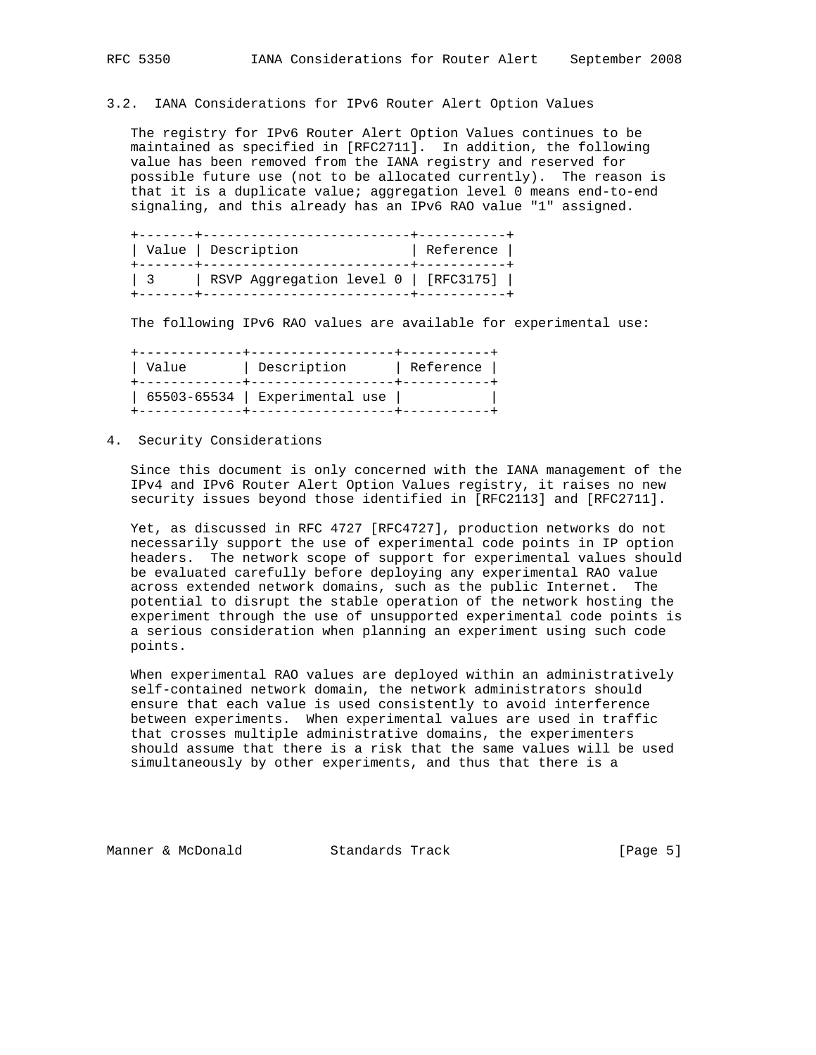### 3.2. IANA Considerations for IPv6 Router Alert Option Values

The registry for IPv6 Router Alert Option Values continues to be maintained as specified in [RFC2711]. In addition, the following value has been removed from the IANA registry and reserved for possible future use (not to be allocated currently). The reason is that it is a duplicate value; aggregation level 0 means end-to-end signaling, and this already has an IPv6 RAO value "1" assigned.

| Value | Description | Reference |
|---|---|---|
| 3 | RSVP Aggregation level 0 | [RFC3175] |

The following IPv6 RAO values are available for experimental use:

| Value | Description | Reference |
|---|---|---|
| 65503-65534 | Experimental use | |

## 4. Security Considerations

Since this document is only concerned with the IANA management of the IPv4 and IPv6 Router Alert Option Values registry, it raises no new security issues beyond those identified in [RFC2113] and [RFC2711].

Yet, as discussed in RFC 4727 [RFC4727], production networks do not necessarily support the use of experimental code points in IP option headers. The network scope of support for experimental values should be evaluated carefully before deploying any experimental RAO value across extended network domains, such as the public Internet. The potential to disrupt the stable operation of the network hosting the experiment through the use of unsupported experimental code points is a serious consideration when planning an experiment using such code points.

When experimental RAO values are deployed within an administratively self-contained network domain, the network administrators should ensure that each value is used consistently to avoid interference between experiments. When experimental values are used in traffic that crosses multiple administrative domains, the experimenters should assume that there is a risk that the same values will be used simultaneously by other experiments, and thus that there is a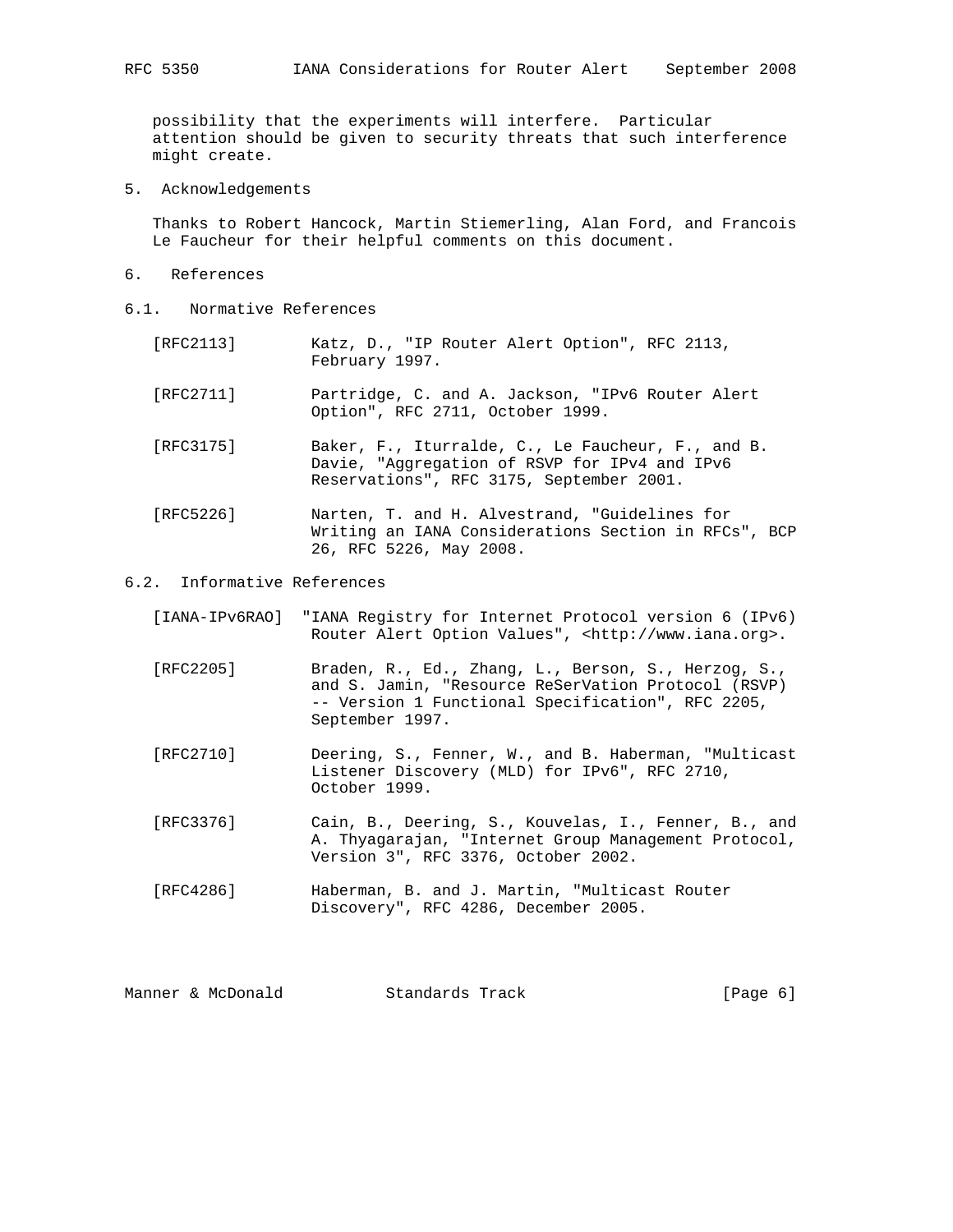possibility that the experiments will interfere. Particular attention should be given to security threats that such interference might create.

## 5. Acknowledgements

Thanks to Robert Hancock, Martin Stiemerling, Alan Ford, and Francois Le Faucheur for their helpful comments on this document.

## 6. References

### 6.1. Normative References

[RFC2113] Katz, D., "IP Router Alert Option", RFC 2113, February 1997.

[RFC2711] Partridge, C. and A. Jackson, "IPv6 Router Alert Option", RFC 2711, October 1999.

[RFC3175] Baker, F., Iturralde, C., Le Faucheur, F., and B. Davie, "Aggregation of RSVP for IPv4 and IPv6 Reservations", RFC 3175, September 2001.

[RFC5226] Narten, T. and H. Alvestrand, "Guidelines for Writing an IANA Considerations Section in RFCs", BCP 26, RFC 5226, May 2008.

### 6.2. Informative References

[IANA-IPv6RAO] "IANA Registry for Internet Protocol version 6 (IPv6) Router Alert Option Values", <http://www.iana.org>.

[RFC2205] Braden, R., Ed., Zhang, L., Berson, S., Herzog, S., and S. Jamin, "Resource ReSerVation Protocol (RSVP) -- Version 1 Functional Specification", RFC 2205, September 1997.

[RFC2710] Deering, S., Fenner, W., and B. Haberman, "Multicast Listener Discovery (MLD) for IPv6", RFC 2710, October 1999.

[RFC3376] Cain, B., Deering, S., Kouvelas, I., Fenner, B., and A. Thyagarajan, "Internet Group Management Protocol, Version 3", RFC 3376, October 2002.

[RFC4286] Haberman, B. and J. Martin, "Multicast Router Discovery", RFC 4286, December 2005.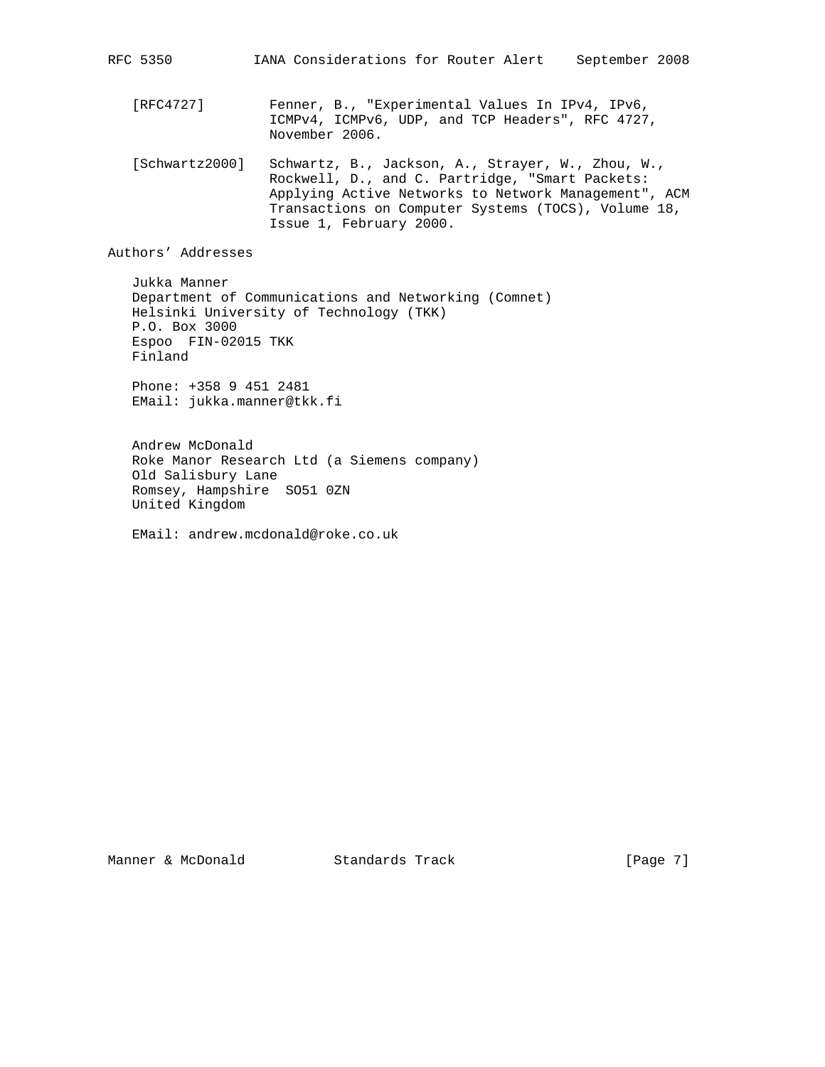[RFC4727] Fenner, B., "Experimental Values In IPv4, IPv6, ICMPv4, ICMPv6, UDP, and TCP Headers", RFC 4727, November 2006.

[Schwartz2000] Schwartz, B., Jackson, A., Strayer, W., Zhou, W., Rockwell, D., and C. Partridge, "Smart Packets: Applying Active Networks to Network Management", ACM Transactions on Computer Systems (TOCS), Volume 18, Issue 1, February 2000.

## Authors' Addresses

Jukka Manner
Department of Communications and Networking (Comnet)
Helsinki University of Technology (TKK)
P.O. Box 3000
Espoo FIN-02015 TKK
Finland

Phone: +358 9 451 2481
EMail: jukka.manner@tkk.fi

Andrew McDonald
Roke Manor Research Ltd (a Siemens company)
Old Salisbury Lane
Romsey, Hampshire SO51 0ZN
United Kingdom

EMail: andrew.mcdonald@roke.co.uk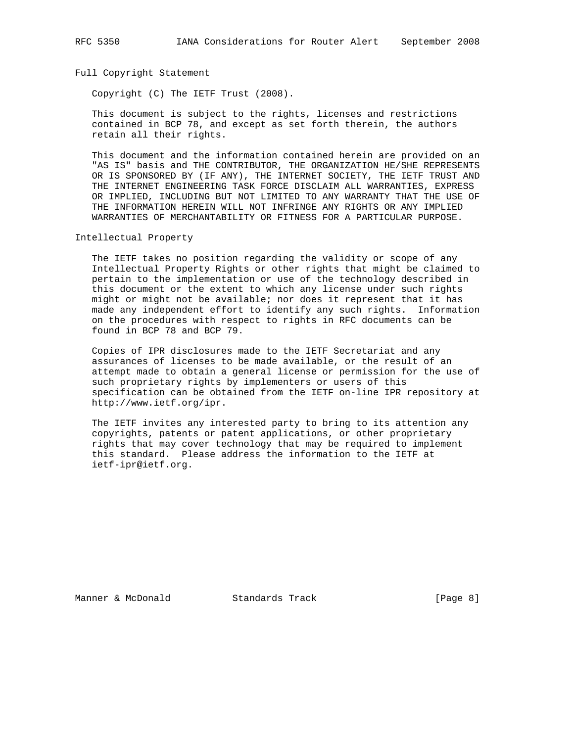## Full Copyright Statement

Copyright (C) The IETF Trust (2008).

This document is subject to the rights, licenses and restrictions contained in BCP 78, and except as set forth therein, the authors retain all their rights.

This document and the information contained herein are provided on an "AS IS" basis and THE CONTRIBUTOR, THE ORGANIZATION HE/SHE REPRESENTS OR IS SPONSORED BY (IF ANY), THE INTERNET SOCIETY, THE IETF TRUST AND THE INTERNET ENGINEERING TASK FORCE DISCLAIM ALL WARRANTIES, EXPRESS OR IMPLIED, INCLUDING BUT NOT LIMITED TO ANY WARRANTY THAT THE USE OF THE INFORMATION HEREIN WILL NOT INFRINGE ANY RIGHTS OR ANY IMPLIED WARRANTIES OF MERCHANTABILITY OR FITNESS FOR A PARTICULAR PURPOSE.

## Intellectual Property

The IETF takes no position regarding the validity or scope of any Intellectual Property Rights or other rights that might be claimed to pertain to the implementation or use of the technology described in this document or the extent to which any license under such rights might or might not be available; nor does it represent that it has made any independent effort to identify any such rights. Information on the procedures with respect to rights in RFC documents can be found in BCP 78 and BCP 79.

Copies of IPR disclosures made to the IETF Secretariat and any assurances of licenses to be made available, or the result of an attempt made to obtain a general license or permission for the use of such proprietary rights by implementers or users of this specification can be obtained from the IETF on-line IPR repository at http://www.ietf.org/ipr.

The IETF invites any interested party to bring to its attention any copyrights, patents or patent applications, or other proprietary rights that may cover technology that may be required to implement this standard. Please address the information to the IETF at ietf-ipr@ietf.org.